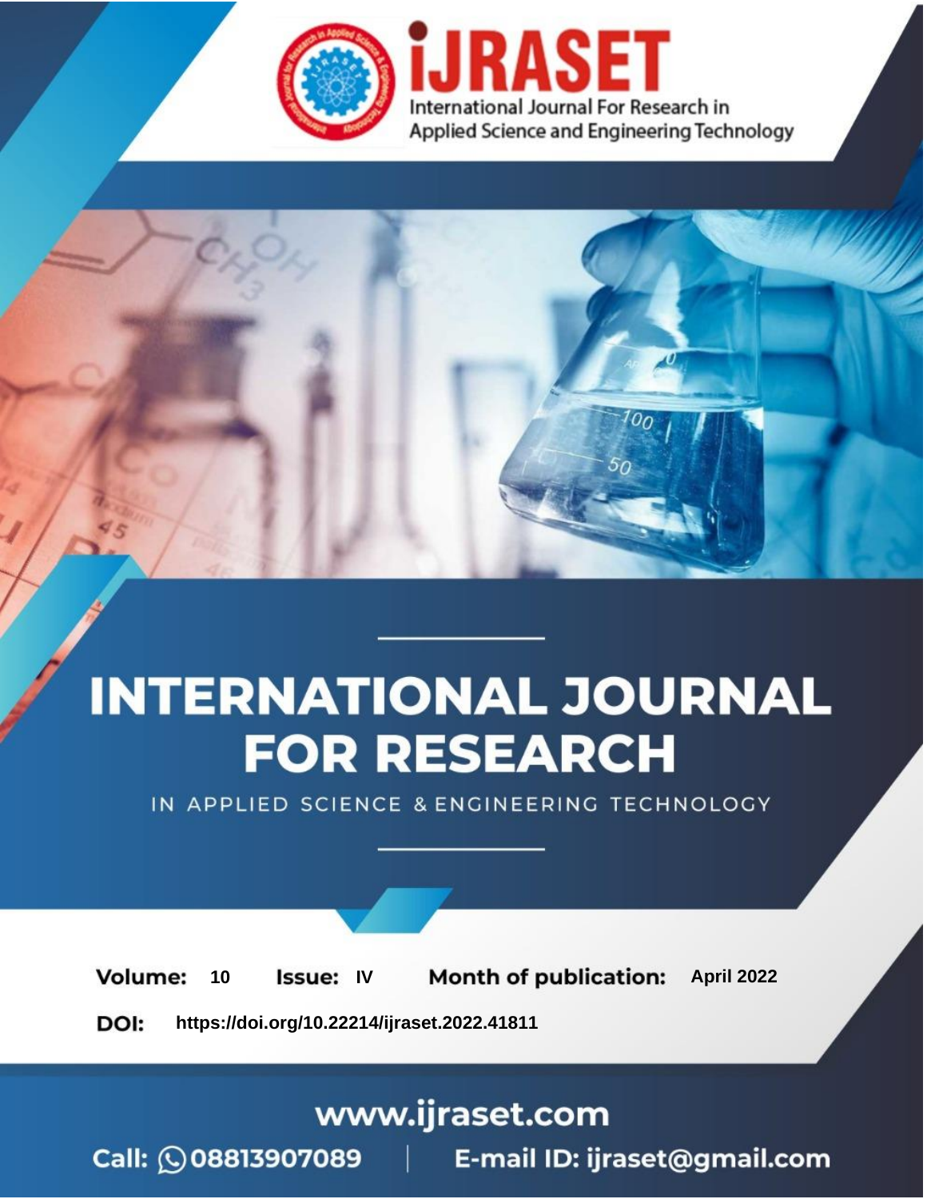# INTERNATIONAL JOURNAL FOR RESEARCH

IN APPLIED SCIENCE & ENGINEERING TECHNOLOGY

**Volume:** 10 **Issue:** IV **Month of publication:** April 2022

**DOI:** https://doi.org/10.22214/ijraset.2022.41811

www.ijraset.com

Call: 08813907089 | E-mail ID: ijraset@gmail.com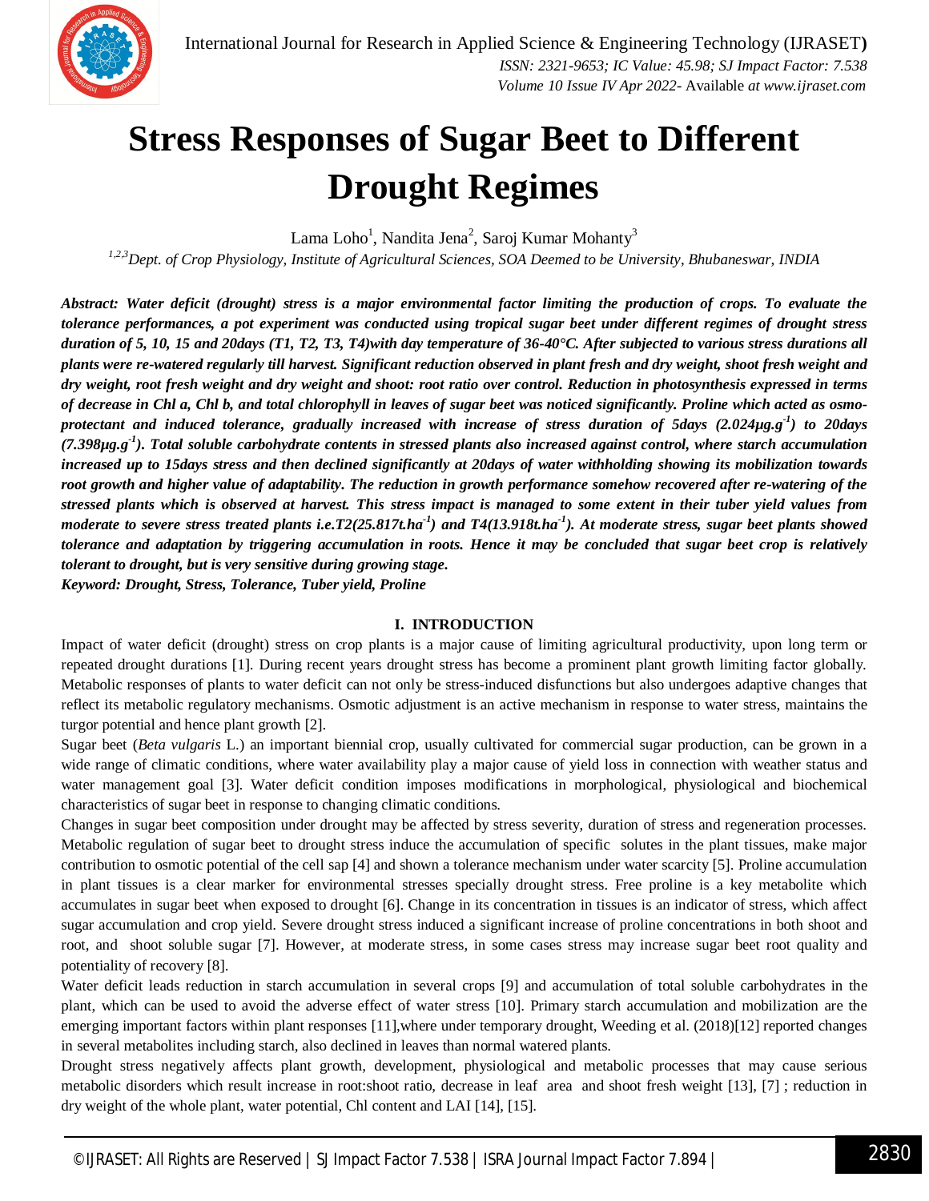# Stress Responses of Sugar Beet to Different Drought Regimes

Lama Loho[1], Nandita Jena[2], Saroj Kumar Mohanty[3]

[1,2,3]*Dept. of Crop Physiology, Institute of Agricultural Sciences, SOA Deemed to be University, Bhubaneswar, INDIA*

***Abstract:** Water deficit (drought) stress is a major environmental factor limiting the production of crops. To evaluate the tolerance performances, a pot experiment was conducted using tropical sugar beet under different regimes of drought stress duration of 5, 10, 15 and 20days (T1, T2, T3, T4)with day temperature of 36-40°C. After subjected to various stress durations all plants were re-watered regularly till harvest. Significant reduction observed in plant fresh and dry weight, shoot fresh weight and dry weight, root fresh weight and dry weight and shoot: root ratio over control. Reduction in photosynthesis expressed in terms of decrease in Chl a, Chl b, and total chlorophyll in leaves of sugar beet was noticed significantly. Proline which acted as osmo-protectant and induced tolerance, gradually increased with increase of stress duration of 5days (2.024µg.g$^{-1}$) to 20days (7.398µg.g$^{-1}$). Total soluble carbohydrate contents in stressed plants also increased against control, where starch accumulation increased up to 15days stress and then declined significantly at 20days of water withholding showing its mobilization towards root growth and higher value of adaptability. The reduction in growth performance somehow recovered after re-watering of the stressed plants which is observed at harvest. This stress impact is managed to some extent in their tuber yield values from moderate to severe stress treated plants i.e.T2(25.817t.ha$^{-1}$) and T4(13.918t.ha$^{-1}$). At moderate stress, sugar beet plants showed tolerance and adaptation by triggering accumulation in roots. Hence it may be concluded that sugar beet crop is relatively tolerant to drought, but is very sensitive during growing stage.*

***Keyword:** Drought, Stress, Tolerance, Tuber yield, Proline*

## I. INTRODUCTION

Impact of water deficit (drought) stress on crop plants is a major cause of limiting agricultural productivity, upon long term or repeated drought durations [1]. During recent years drought stress has become a prominent plant growth limiting factor globally. Metabolic responses of plants to water deficit can not only be stress-induced disfunctions but also undergoes adaptive changes that reflect its metabolic regulatory mechanisms. Osmotic adjustment is an active mechanism in response to water stress, maintains the turgor potential and hence plant growth [2].

Sugar beet (*Beta vulgaris* L.) an important biennial crop, usually cultivated for commercial sugar production, can be grown in a wide range of climatic conditions, where water availability play a major cause of yield loss in connection with weather status and water management goal [3]. Water deficit condition imposes modifications in morphological, physiological and biochemical characteristics of sugar beet in response to changing climatic conditions.

Changes in sugar beet composition under drought may be affected by stress severity, duration of stress and regeneration processes. Metabolic regulation of sugar beet to drought stress induce the accumulation of specific solutes in the plant tissues, make major contribution to osmotic potential of the cell sap [4] and shown a tolerance mechanism under water scarcity [5]. Proline accumulation in plant tissues is a clear marker for environmental stresses specially drought stress. Free proline is a key metabolite which accumulates in sugar beet when exposed to drought [6]. Change in its concentration in tissues is an indicator of stress, which affect sugar accumulation and crop yield. Severe drought stress induced a significant increase of proline concentrations in both shoot and root, and shoot soluble sugar [7]. However, at moderate stress, in some cases stress may increase sugar beet root quality and potentiality of recovery [8].

Water deficit leads reduction in starch accumulation in several crops [9] and accumulation of total soluble carbohydrates in the plant, which can be used to avoid the adverse effect of water stress [10]. Primary starch accumulation and mobilization are the emerging important factors within plant responses [11],where under temporary drought, Weeding et al. (2018)[12] reported changes in several metabolites including starch, also declined in leaves than normal watered plants.

Drought stress negatively affects plant growth, development, physiological and metabolic processes that may cause serious metabolic disorders which result increase in root:shoot ratio, decrease in leaf area and shoot fresh weight [13], [7] ; reduction in dry weight of the whole plant, water potential, Chl content and LAI [14], [15].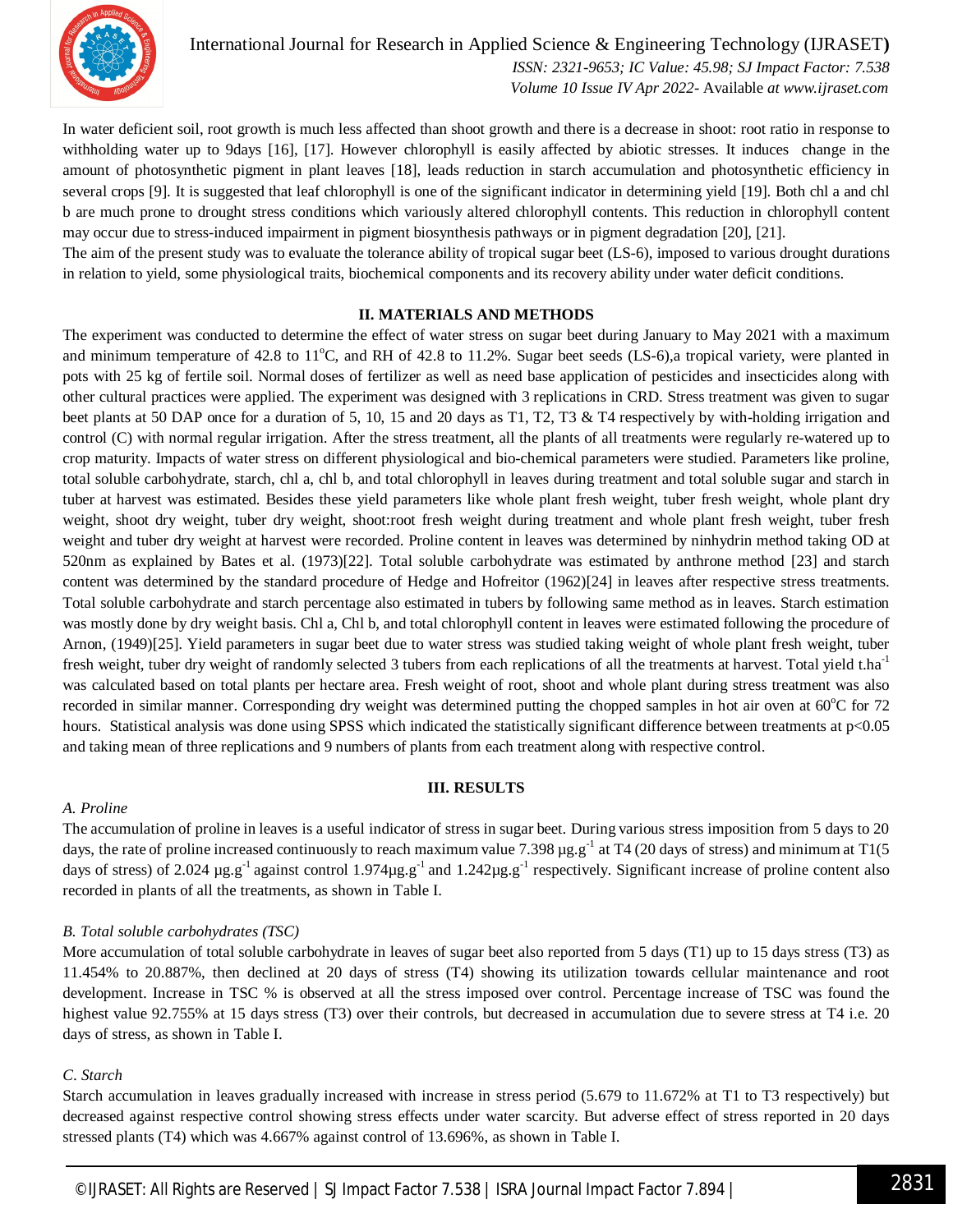In water deficient soil, root growth is much less affected than shoot growth and there is a decrease in shoot: root ratio in response to withholding water up to 9days [16], [17]. However chlorophyll is easily affected by abiotic stresses. It induces change in the amount of photosynthetic pigment in plant leaves [18], leads reduction in starch accumulation and photosynthetic efficiency in several crops [9]. It is suggested that leaf chlorophyll is one of the significant indicator in determining yield [19]. Both chl a and chl b are much prone to drought stress conditions which variously altered chlorophyll contents. This reduction in chlorophyll content may occur due to stress-induced impairment in pigment biosynthesis pathways or in pigment degradation [20], [21].

The aim of the present study was to evaluate the tolerance ability of tropical sugar beet (LS-6), imposed to various drought durations in relation to yield, some physiological traits, biochemical components and its recovery ability under water deficit conditions.

## II. MATERIALS AND METHODS

The experiment was conducted to determine the effect of water stress on sugar beet during January to May 2021 with a maximum and minimum temperature of 42.8 to 11$^{o}$C, and RH of 42.8 to 11.2%. Sugar beet seeds (LS-6),a tropical variety, were planted in pots with 25 kg of fertile soil. Normal doses of fertilizer as well as need base application of pesticides and insecticides along with other cultural practices were applied. The experiment was designed with 3 replications in CRD. Stress treatment was given to sugar beet plants at 50 DAP once for a duration of 5, 10, 15 and 20 days as T1, T2, T3 & T4 respectively by with-holding irrigation and control (C) with normal regular irrigation. After the stress treatment, all the plants of all treatments were regularly re-watered up to crop maturity. Impacts of water stress on different physiological and bio-chemical parameters were studied. Parameters like proline, total soluble carbohydrate, starch, chl a, chl b, and total chlorophyll in leaves during treatment and total soluble sugar and starch in tuber at harvest was estimated. Besides these yield parameters like whole plant fresh weight, tuber fresh weight, whole plant dry weight, shoot dry weight, tuber dry weight, shoot:root fresh weight during treatment and whole plant fresh weight, tuber fresh weight and tuber dry weight at harvest were recorded. Proline content in leaves was determined by ninhydrin method taking OD at 520nm as explained by Bates et al. (1973)[22]. Total soluble carbohydrate was estimated by anthrone method [23] and starch content was determined by the standard procedure of Hedge and Hofreitor (1962)[24] in leaves after respective stress treatments. Total soluble carbohydrate and starch percentage also estimated in tubers by following same method as in leaves. Starch estimation was mostly done by dry weight basis. Chl a, Chl b, and total chlorophyll content in leaves were estimated following the procedure of Arnon, (1949)[25]. Yield parameters in sugar beet due to water stress was studied taking weight of whole plant fresh weight, tuber fresh weight, tuber dry weight of randomly selected 3 tubers from each replications of all the treatments at harvest. Total yield t.ha$^{-1}$ was calculated based on total plants per hectare area. Fresh weight of root, shoot and whole plant during stress treatment was also recorded in similar manner. Corresponding dry weight was determined putting the chopped samples in hot air oven at 60$^{o}$C for 72 hours. Statistical analysis was done using SPSS which indicated the statistically significant difference between treatments at $p<0.05$ and taking mean of three replications and 9 numbers of plants from each treatment along with respective control.

## III. RESULTS

### *A. Proline*

The accumulation of proline in leaves is a useful indicator of stress in sugar beet. During various stress imposition from 5 days to 20 days, the rate of proline increased continuously to reach maximum value 7.398 µg.g$^{-1}$ at T4 (20 days of stress) and minimum at T1(5 days of stress) of 2.024 µg.g$^{-1}$ against control 1.974µg.g$^{-1}$ and 1.242µg.g$^{-1}$ respectively. Significant increase of proline content also recorded in plants of all the treatments, as shown in Table I.

### *B. Total soluble carbohydrates (TSC)*

More accumulation of total soluble carbohydrate in leaves of sugar beet also reported from 5 days (T1) up to 15 days stress (T3) as 11.454% to 20.887%, then declined at 20 days of stress (T4) showing its utilization towards cellular maintenance and root development. Increase in TSC % is observed at all the stress imposed over control. Percentage increase of TSC was found the highest value 92.755% at 15 days stress (T3) over their controls, but decreased in accumulation due to severe stress at T4 i.e. 20 days of stress, as shown in Table I.

### *C. Starch*

Starch accumulation in leaves gradually increased with increase in stress period (5.679 to 11.672% at T1 to T3 respectively) but decreased against respective control showing stress effects under water scarcity. But adverse effect of stress reported in 20 days stressed plants (T4) which was 4.667% against control of 13.696%, as shown in Table I.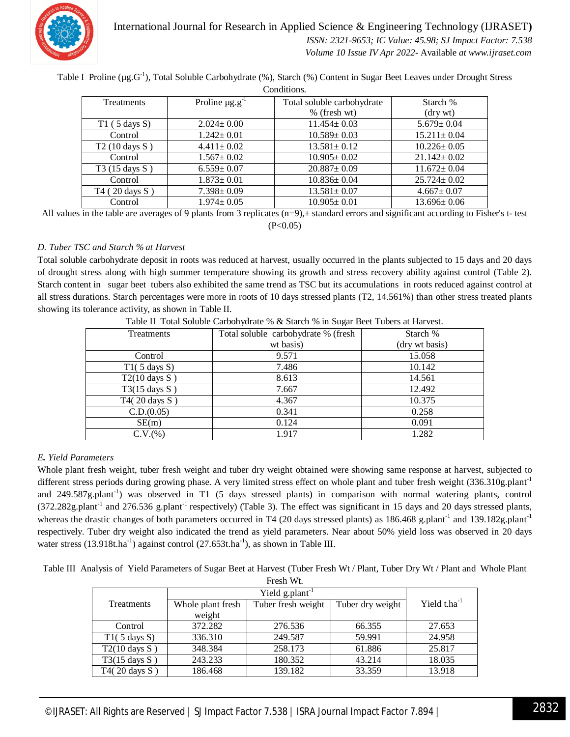Table I Proline (μg.G$^{-1}$), Total Soluble Carbohydrate (%), Starch (%) Content in Sugar Beet Leaves under Drought Stress Conditions.

| Treatments | Proline μg.g$^{-1}$ | Total soluble carbohydrate % (fresh wt) | Starch % (dry wt) |
|---|---|---|---|
| T1 ( 5 days S) | 2.024± 0.00 | 11.454± 0.03 | 5.679± 0.04 |
| Control | 1.242± 0.01 | 10.589± 0.03 | 15.211± 0.04 |
| T2 (10 days S ) | 4.411± 0.02 | 13.581± 0.12 | 10.226± 0.05 |
| Control | 1.567± 0.02 | 10.905± 0.02 | 21.142± 0.02 |
| T3 (15 days S ) | 6.559± 0.07 | 20.887± 0.09 | 11.672± 0.04 |
| Control | 1.873± 0.01 | 10.836± 0.04 | 25.724± 0.02 |
| T4 ( 20 days S ) | 7.398± 0.09 | 13.581± 0.07 | 4.667± 0.07 |
| Control | 1.974± 0.05 | 10.905± 0.01 | 13.696± 0.06 |

All values in the table are averages of 9 plants from 3 replicates (n=9),± standard errors and significant according to Fisher's t- test (P<0.05)

*D. Tuber TSC and Starch % at Harvest*

Total soluble carbohydrate deposit in roots was reduced at harvest, usually occurred in the plants subjected to 15 days and 20 days of drought stress along with high summer temperature showing its growth and stress recovery ability against control (Table 2). Starch content in sugar beet tubers also exhibited the same trend as TSC but its accumulations in roots reduced against control at all stress durations. Starch percentages were more in roots of 10 days stressed plants (T2, 14.561%) than other stress treated plants showing its tolerance activity, as shown in Table II.

Table II Total Soluble Carbohydrate % & Starch % in Sugar Beet Tubers at Harvest.

| Treatments | Total soluble carbohydrate % (fresh wt basis) | Starch % (dry wt basis) |
|---|---|---|
| Control | 9.571 | 15.058 |
| T1( 5 days S) | 7.486 | 10.142 |
| T2(10 days S ) | 8.613 | 14.561 |
| T3(15 days S ) | 7.667 | 12.492 |
| T4( 20 days S ) | 4.367 | 10.375 |
| C.D.(0.05) | 0.341 | 0.258 |
| SE(m) | 0.124 | 0.091 |
| C.V.(%) | 1.917 | 1.282 |

***E. Yield Parameters***

Whole plant fresh weight, tuber fresh weight and tuber dry weight obtained were showing same response at harvest, subjected to different stress periods during growing phase. A very limited stress effect on whole plant and tuber fresh weight (336.310g.plant$^{-1}$ and 249.587g.plant$^{-1}$) was observed in T1 (5 days stressed plants) in comparison with normal watering plants, control (372.282g.plant$^{-1}$ and 276.536 g.plant$^{-1}$ respectively) (Table 3). The effect was significant in 15 days and 20 days stressed plants, whereas the drastic changes of both parameters occurred in T4 (20 days stressed plants) as 186.468 g.plant$^{-1}$ and 139.182g.plant$^{-1}$ respectively. Tuber dry weight also indicated the trend as yield parameters. Near about 50% yield loss was observed in 20 days water stress (13.918t.ha$^{-1}$) against control (27.653t.ha$^{-1}$), as shown in Table III.

Table III Analysis of Yield Parameters of Sugar Beet at Harvest (Tuber Fresh Wt / Plant, Tuber Dry Wt / Plant and Whole Plant Fresh Wt.

| Treatments | Yield g.plant$^{-1}$ | | | Yield t.ha$^{-1}$ |
|---|---|---|---|---|
| | Whole plant fresh weight | Tuber fresh weight | Tuber dry weight | |
| Control | 372.282 | 276.536 | 66.355 | 27.653 |
| T1( 5 days S) | 336.310 | 249.587 | 59.991 | 24.958 |
| T2(10 days S ) | 348.384 | 258.173 | 61.886 | 25.817 |
| T3(15 days S ) | 243.233 | 180.352 | 43.214 | 18.035 |
| T4( 20 days S ) | 186.468 | 139.182 | 33.359 | 13.918 |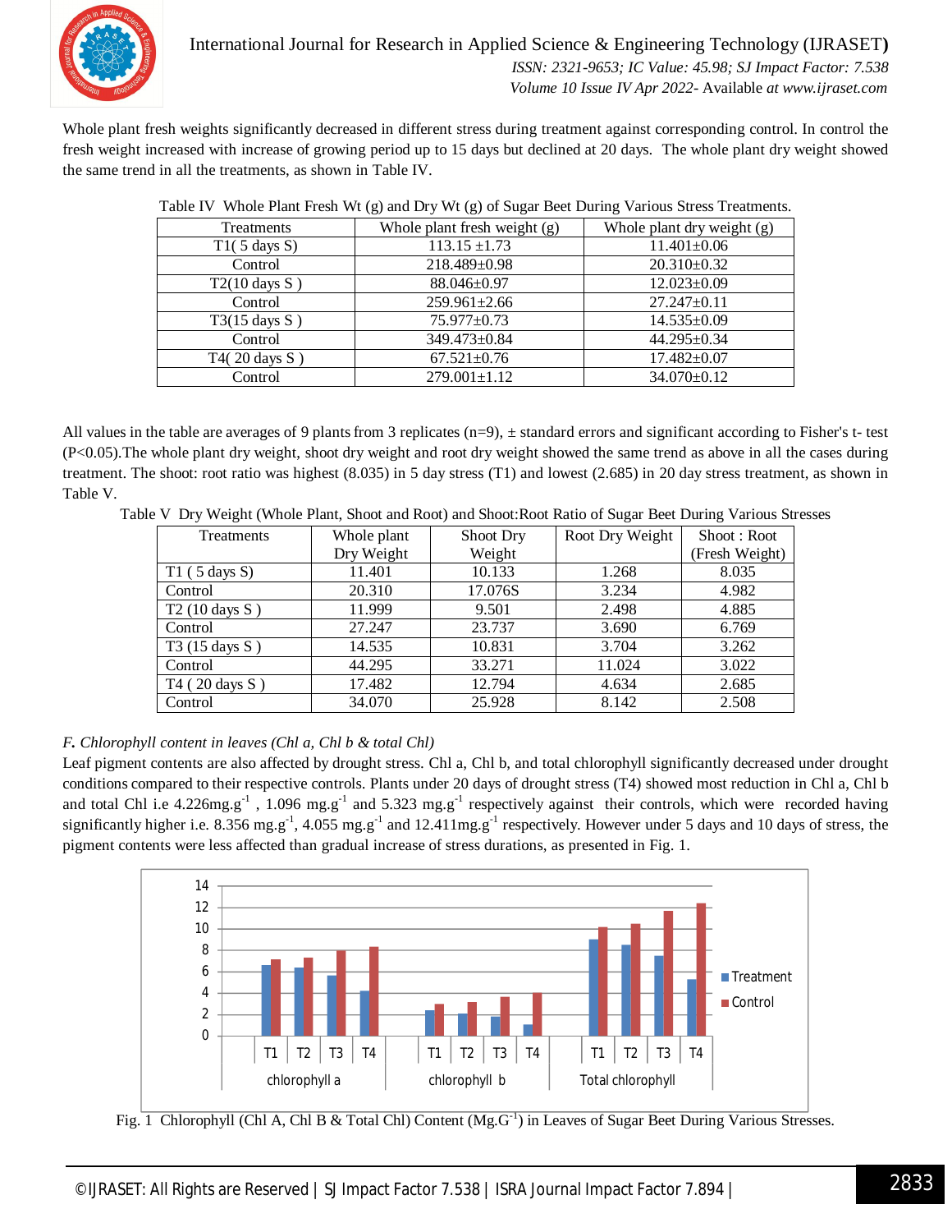Whole plant fresh weights significantly decreased in different stress during treatment against corresponding control. In control the fresh weight increased with increase of growing period up to 15 days but declined at 20 days. The whole plant dry weight showed the same trend in all the treatments, as shown in Table IV.

Table IV Whole Plant Fresh Wt (g) and Dry Wt (g) of Sugar Beet During Various Stress Treatments.

| Treatments | Whole plant fresh weight (g) | Whole plant dry weight (g) |
|---|---|---|
| T1( 5 days S) | 113.15 ±1.73 | 11.401±0.06 |
| Control | 218.489±0.98 | 20.310±0.32 |
| T2(10 days S ) | 88.046±0.97 | 12.023±0.09 |
| Control | 259.961±2.66 | 27.247±0.11 |
| T3(15 days S ) | 75.977±0.73 | 14.535±0.09 |
| Control | 349.473±0.84 | 44.295±0.34 |
| T4( 20 days S ) | 67.521±0.76 | 17.482±0.07 |
| Control | 279.001±1.12 | 34.070±0.12 |

All values in the table are averages of 9 plants from 3 replicates (n=9), ± standard errors and significant according to Fisher's t- test (P<0.05).The whole plant dry weight, shoot dry weight and root dry weight showed the same trend as above in all the cases during treatment. The shoot: root ratio was highest (8.035) in 5 day stress (T1) and lowest (2.685) in 20 day stress treatment, as shown in Table V.

Table V Dry Weight (Whole Plant, Shoot and Root) and Shoot:Root Ratio of Sugar Beet During Various Stresses

| Treatments | Whole plant Dry Weight | Shoot Dry Weight | Root Dry Weight | Shoot : Root (Fresh Weight) |
|---|---|---|---|---|
| T1 ( 5 days S) | 11.401 | 10.133 | 1.268 | 8.035 |
| Control | 20.310 | 17.076S | 3.234 | 4.982 |
| T2 (10 days S ) | 11.999 | 9.501 | 2.498 | 4.885 |
| Control | 27.247 | 23.737 | 3.690 | 6.769 |
| T3 (15 days S ) | 14.535 | 10.831 | 3.704 | 3.262 |
| Control | 44.295 | 33.271 | 11.024 | 3.022 |
| T4 ( 20 days S ) | 17.482 | 12.794 | 4.634 | 2.685 |
| Control | 34.070 | 25.928 | 8.142 | 2.508 |

### F. *Chlorophyll content in leaves (Chl a, Chl b & total Chl)*

Leaf pigment contents are also affected by drought stress. Chl a, Chl b, and total chlorophyll significantly decreased under drought conditions compared to their respective controls. Plants under 20 days of drought stress (T4) showed most reduction in Chl a, Chl b and total Chl i.e 4.226mg.g$^{-1}$ , 1.096 mg.g$^{-1}$ and 5.323 mg.g$^{-1}$ respectively against their controls, which were recorded having significantly higher i.e. 8.356 mg.g$^{-1}$, 4.055 mg.g$^{-1}$ and 12.411mg.g$^{-1}$ respectively. However under 5 days and 10 days of stress, the pigment contents were less affected than gradual increase of stress durations, as presented in Fig. 1.

Fig. 1 Chlorophyll (Chl A, Chl B & Total Chl) Content (Mg.G$^{-1}$) in Leaves of Sugar Beet During Various Stresses.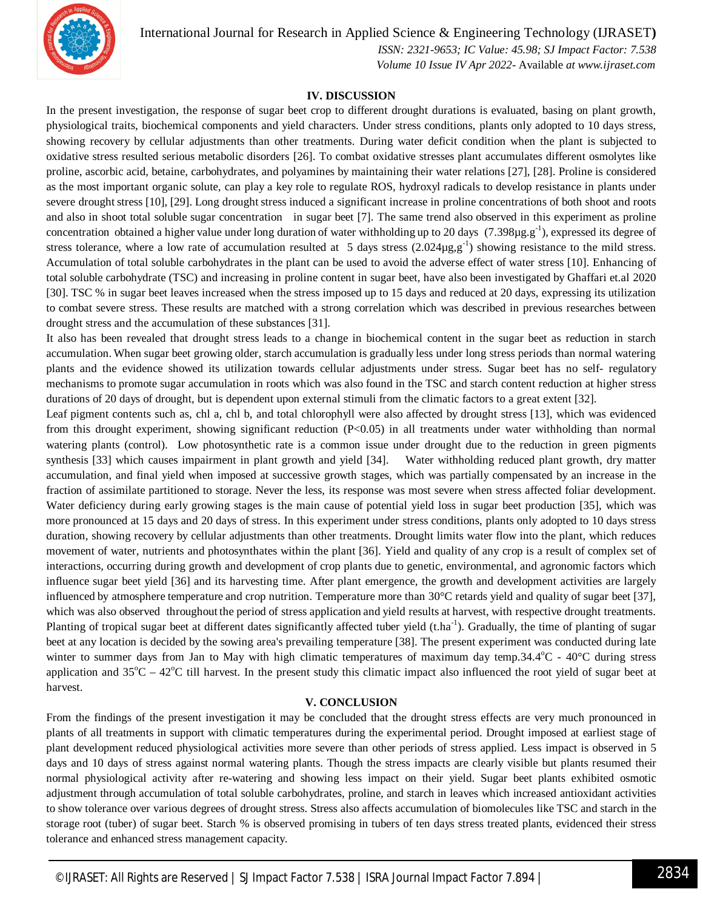## IV. DISCUSSION

In the present investigation, the response of sugar beet crop to different drought durations is evaluated, basing on plant growth, physiological traits, biochemical components and yield characters. Under stress conditions, plants only adopted to 10 days stress, showing recovery by cellular adjustments than other treatments. During water deficit condition when the plant is subjected to oxidative stress resulted serious metabolic disorders [26]. To combat oxidative stresses plant accumulates different osmolytes like proline, ascorbic acid, betaine, carbohydrates, and polyamines by maintaining their water relations [27], [28]. Proline is considered as the most important organic solute, can play a key role to regulate ROS, hydroxyl radicals to develop resistance in plants under severe drought stress [10], [29]. Long drought stress induced a significant increase in proline concentrations of both shoot and roots and also in shoot total soluble sugar concentration in sugar beet [7]. The same trend also observed in this experiment as proline concentration obtained a higher value under long duration of water withholding up to 20 days (7.398µg.g$^{-1}$), expressed its degree of stress tolerance, where a low rate of accumulation resulted at 5 days stress (2.024µg,g$^{-1}$) showing resistance to the mild stress. Accumulation of total soluble carbohydrates in the plant can be used to avoid the adverse effect of water stress [10]. Enhancing of total soluble carbohydrate (TSC) and increasing in proline content in sugar beet, have also been investigated by Ghaffari et.al 2020 [30]. TSC % in sugar beet leaves increased when the stress imposed up to 15 days and reduced at 20 days, expressing its utilization to combat severe stress. These results are matched with a strong correlation which was described in previous researches between drought stress and the accumulation of these substances [31].

It also has been revealed that drought stress leads to a change in biochemical content in the sugar beet as reduction in starch accumulation. When sugar beet growing older, starch accumulation is gradually less under long stress periods than normal watering plants and the evidence showed its utilization towards cellular adjustments under stress. Sugar beet has no self- regulatory mechanisms to promote sugar accumulation in roots which was also found in the TSC and starch content reduction at higher stress durations of 20 days of drought, but is dependent upon external stimuli from the climatic factors to a great extent [32].

Leaf pigment contents such as, chl a, chl b, and total chlorophyll were also affected by drought stress [13], which was evidenced from this drought experiment, showing significant reduction ($P<0.05$) in all treatments under water withholding than normal watering plants (control). Low photosynthetic rate is a common issue under drought due to the reduction in green pigments synthesis [33] which causes impairment in plant growth and yield [34]. Water withholding reduced plant growth, dry matter accumulation, and final yield when imposed at successive growth stages, which was partially compensated by an increase in the fraction of assimilate partitioned to storage. Never the less, its response was most severe when stress affected foliar development. Water deficiency during early growing stages is the main cause of potential yield loss in sugar beet production [35], which was more pronounced at 15 days and 20 days of stress. In this experiment under stress conditions, plants only adopted to 10 days stress duration, showing recovery by cellular adjustments than other treatments. Drought limits water flow into the plant, which reduces movement of water, nutrients and photosynthates within the plant [36]. Yield and quality of any crop is a result of complex set of interactions, occurring during growth and development of crop plants due to genetic, environmental, and agronomic factors which influence sugar beet yield [36] and its harvesting time. After plant emergence, the growth and development activities are largely influenced by atmosphere temperature and crop nutrition. Temperature more than 30°C retards yield and quality of sugar beet [37], which was also observed throughout the period of stress application and yield results at harvest, with respective drought treatments. Planting of tropical sugar beet at different dates significantly affected tuber yield (t.ha$^{-1}$). Gradually, the time of planting of sugar beet at any location is decided by the sowing area's prevailing temperature [38]. The present experiment was conducted during late winter to summer days from Jan to May with high climatic temperatures of maximum day temp.34.4°C - 40°C during stress application and 35°C – 42°C till harvest. In the present study this climatic impact also influenced the root yield of sugar beet at harvest.

## V. CONCLUSION

From the findings of the present investigation it may be concluded that the drought stress effects are very much pronounced in plants of all treatments in support with climatic temperatures during the experimental period. Drought imposed at earliest stage of plant development reduced physiological activities more severe than other periods of stress applied. Less impact is observed in 5 days and 10 days of stress against normal watering plants. Though the stress impacts are clearly visible but plants resumed their normal physiological activity after re-watering and showing less impact on their yield. Sugar beet plants exhibited osmotic adjustment through accumulation of total soluble carbohydrates, proline, and starch in leaves which increased antioxidant activities to show tolerance over various degrees of drought stress. Stress also affects accumulation of biomolecules like TSC and starch in the storage root (tuber) of sugar beet. Starch % is observed promising in tubers of ten days stress treated plants, evidenced their stress tolerance and enhanced stress management capacity.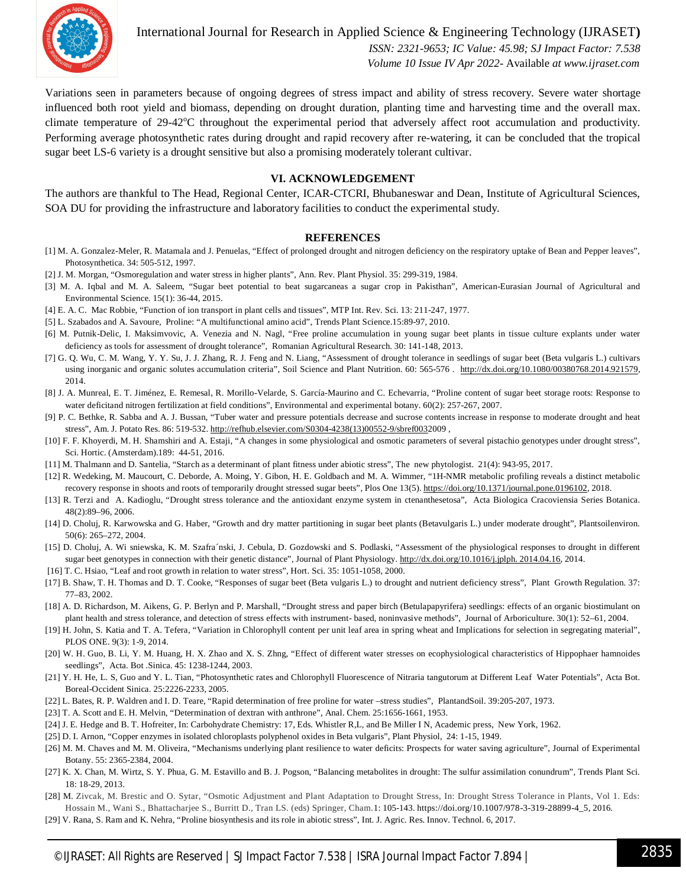Variations seen in parameters because of ongoing degrees of stress impact and ability of stress recovery. Severe water shortage influenced both root yield and biomass, depending on drought duration, planting time and harvesting time and the overall max. climate temperature of 29-42°C throughout the experimental period that adversely affect root accumulation and productivity. Performing average photosynthetic rates during drought and rapid recovery after re-watering, it can be concluded that the tropical sugar beet LS-6 variety is a drought sensitive but also a promising moderately tolerant cultivar.

## VI. ACKNOWLEDGEMENT

The authors are thankful to The Head, Regional Center, ICAR-CTCRI, Bhubaneswar and Dean, Institute of Agricultural Sciences, SOA DU for providing the infrastructure and laboratory facilities to conduct the experimental study.

## REFERENCES

[1] M. A. Gonzalez-Meler, R. Matamala and J. Penuelas, "Effect of prolonged drought and nitrogen deficiency on the respiratory uptake of Bean and Pepper leaves", Photosynthetica. 34: 505-512, 1997.

[2] J. M. Morgan, "Osmoregulation and water stress in higher plants", Ann. Rev. Plant Physiol. 35: 299-319, 1984.

[3] M. A. Iqbal and M. A. Saleem, "Sugar beet potential to beat sugarcaneas a sugar crop in Pakisthan", American-Eurasian Journal of Agricultural and Environmental Science. 15(1): 36-44, 2015.

[4] E. A. C. Mac Robbie, "Function of ion transport in plant cells and tissues", MTP Int. Rev. Sci. 13: 211-247, 1977.

[5] L. Szabados and A. Savoure, Proline: "A multifunctional amino acid", Trends Plant Science.15:89-97, 2010.

[6] M. Putnik-Delic, I. Maksimvovic, A. Venezia and N. Nagl, "Free proline accumulation in young sugar beet plants in tissue culture explants under water deficiency as tools for assessment of drought tolerance", Romanian Agricultural Research. 30: 141-148, 2013.

[7] G. Q. Wu, C. M. Wang, Y. Y. Su, J. J. Zhang, R. J. Feng and N. Liang, "Assessment of drought tolerance in seedlings of sugar beet (Beta vulgaris L.) cultivars using inorganic and organic solutes accumulation criteria", Soil Science and Plant Nutrition. 60: 565-576 . http://dx.doi.org/10.1080/00380768.2014.921579, 2014.

[8] J. A. Munreal, E. T. Jiménez, E. Remesal, R. Morillo-Velarde, S. García-Maurino and C. Echevarria, "Proline content of sugar beet storage roots: Response to water deficitand nitrogen fertilization at field conditions", Environmental and experimental botany. 60(2): 257-267, 2007.

[9] P. C. Bethke, R. Sabba and A. J. Bussan, "Tuber water and pressure potentials decrease and sucrose contents increase in response to moderate drought and heat stress", Am. J. Potato Res. 86: 519-532. http://refhub.elsevier.com/S0304-4238(13)00552-9/sbref0032009 ,

[10] F. F. Khoyerdi, M. H. Shamshiri and A. Estaji, "A changes in some physiological and osmotic parameters of several pistachio genotypes under drought stress", Sci. Hortic. (Amsterdam).189: 44-51, 2016.

[11] M. Thalmann and D. Santelia, "Starch as a determinant of plant fitness under abiotic stress", The new phytologist. 21(4): 943-95, 2017.

[12] R. Wedeking, M. Maucourt, C. Deborde, A. Moing, Y. Gibon, H. E. Goldbach and M. A. Wimmer, "1H-NMR metabolic profiling reveals a distinct metabolic recovery response in shoots and roots of temporarily drought stressed sugar beets", Plos One 13(5). https://doi.org/10.1371/journal.pone.0196102, 2018.

[13] R. Terzi and A. Kadioglu, "Drought stress tolerance and the antioxidant enzyme system in ctenanthesetosa", Acta Biologica Cracoviensia Series Botanica. 48(2):89–96, 2006.

[14] D. Choluj, R. Karwowska and G. Haber, "Growth and dry matter partitioning in sugar beet plants (Betavulgaris L.) under moderate drought", Plantsoilenviron. 50(6): 265–272, 2004.

[15] D. Choluj, A. Wi sniewska, K. M. Szafra´nski, J. Cebula, D. Gozdowski and S. Podlaski, "Assessment of the physiological responses to drought in different sugar beet genotypes in connection with their genetic distance", Journal of Plant Physiology. http://dx.doi.org/10.1016/j.jplph. 2014.04.16, 2014.

[16] T. C. Hsiao, "Leaf and root growth in relation to water stress", Hort. Sci. 35: 1051-1058, 2000.

[17] B. Shaw, T. H. Thomas and D. T. Cooke, "Responses of sugar beet (Beta vulgaris L.) to drought and nutrient deficiency stress", Plant Growth Regulation. 37: 77–83, 2002.

[18] A. D. Richardson, M. Aikens, G. P. Berlyn and P. Marshall, "Drought stress and paper birch (Betulapapyrifera) seedlings: effects of an organic biostimulant on plant health and stress tolerance, and detection of stress effects with instrument- based, noninvasive methods", Journal of Arboriculture. 30(1): 52–61, 2004.

[19] H. John, S. Katia and T. A. Tefera, "Variation in Chlorophyll content per unit leaf area in spring wheat and Implications for selection in segregating material", PLOS ONE. 9(3): 1-9, 2014.

[20] W. H. Guo, B. Li, Y. M. Huang, H. X. Zhao and X. S. Zhng, "Effect of different water stresses on ecophysiological characteristics of Hippophaer hamnoides seedlings", Acta. Bot .Sinica. 45: 1238-1244, 2003.

[21] Y. H. He, L. S, Guo and Y. L. Tian, "Photosynthetic rates and Chlorophyll Fluorescence of Nitraria tangutorum at Different Leaf Water Potentials", Acta Bot. Boreal-Occident Sinica. 25:2226-2233, 2005.

[22] L. Bates, R. P. Waldren and I. D. Teare, "Rapid determination of free proline for water –stress studies", PlantandSoil. 39:205-207, 1973.

[23] T. A. Scott and E. H. Melvin, "Determination of dextran with anthrone", Anal. Chem. 25:1656-1661, 1953.

[24] J. E. Hedge and B. T. Hofreiter, In: Carbohydrate Chemistry: 17, Eds. Whistler R,L, and Be Miller I N, Academic press, New York, 1962.

[25] D. I. Arnon, "Copper enzymes in isolated chloroplasts polyphenol oxides in Beta vulgaris", Plant Physiol, 24: 1-15, 1949.

[26] M. M. Chaves and M. M. Oliveira, "Mechanisms underlying plant resilience to water deficits: Prospects for water saving agriculture", Journal of Experimental Botany. 55: 2365-2384, 2004.

[27] K. X. Chan, M. Wirtz, S. Y. Phua, G. M. Estavillo and B. J. Pogson, "Balancing metabolites in drought: The sulfur assimilation conundrum", Trends Plant Sci. 18: 18-29, 2013.

[28] M. Zivcak, M. Brestic and O. Sytar, "Osmotic Adjustment and Plant Adaptation to Drought Stress, In: Drought Stress Tolerance in Plants, Vol 1. Eds: Hossain M., Wani S., Bhattacharjee S., Burritt D., Tran LS. (eds) Springer, Cham.1: 105-143. https://doi.org/10.1007/978-3-319-28899-4_5, 2016.

[29] V. Rana, S. Ram and K. Nehra, "Proline biosynthesis and its role in abiotic stress", Int. J. Agric. Res. Innov. Technol. 6, 2017.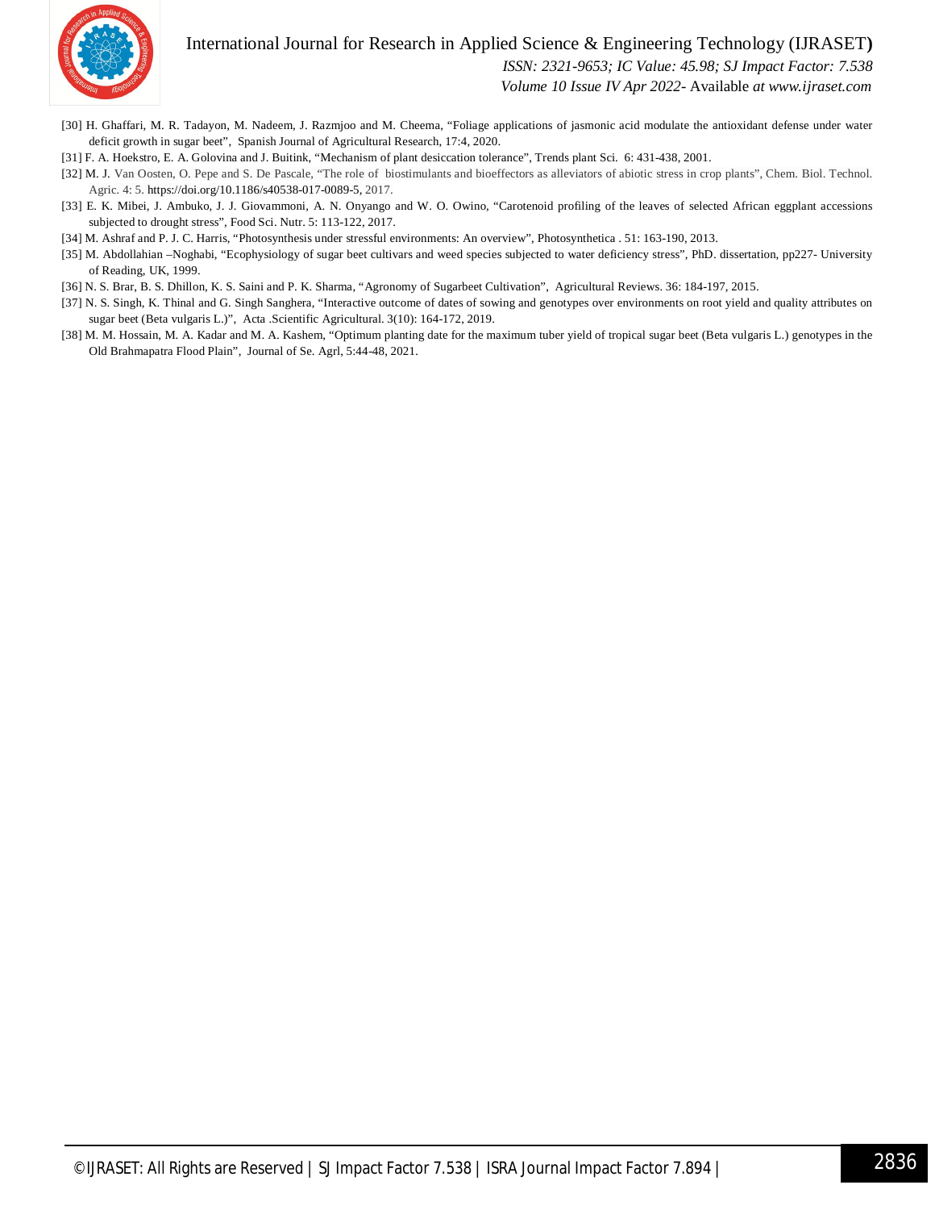[30] H. Ghaffari, M. R. Tadayon, M. Nadeem, J. Razmjoo and M. Cheema, "Foliage applications of jasmonic acid modulate the antioxidant defense under water deficit growth in sugar beet", Spanish Journal of Agricultural Research, 17:4, 2020.

[31] F. A. Hoekstro, E. A. Golovina and J. Buitink, "Mechanism of plant desiccation tolerance", Trends plant Sci. 6: 431-438, 2001.

[32] M. J. Van Oosten, O. Pepe and S. De Pascale, "The role of biostimulants and bioeffectors as alleviators of abiotic stress in crop plants", Chem. Biol. Technol. Agric. 4: 5. https://doi.org/10.1186/s40538-017-0089-5, 2017.

[33] E. K. Mibei, J. Ambuko, J. J. Giovammoni, A. N. Onyango and W. O. Owino, "Carotenoid profiling of the leaves of selected African eggplant accessions subjected to drought stress", Food Sci. Nutr. 5: 113-122, 2017.

[34] M. Ashraf and P. J. C. Harris, "Photosynthesis under stressful environments: An overview", Photosynthetica . 51: 163-190, 2013.

[35] M. Abdollahian –Noghabi, "Ecophysiology of sugar beet cultivars and weed species subjected to water deficiency stress", PhD. dissertation, pp227- University of Reading, UK, 1999.

[36] N. S. Brar, B. S. Dhillon, K. S. Saini and P. K. Sharma, "Agronomy of Sugarbeet Cultivation", Agricultural Reviews. 36: 184-197, 2015.

[37] N. S. Singh, K. Thinal and G. Singh Sanghera, "Interactive outcome of dates of sowing and genotypes over environments on root yield and quality attributes on sugar beet (Beta vulgaris L.)", Acta .Scientific Agricultural. 3(10): 164-172, 2019.

[38] M. M. Hossain, M. A. Kadar and M. A. Kashem, "Optimum planting date for the maximum tuber yield of tropical sugar beet (Beta vulgaris L.) genotypes in the Old Brahmapatra Flood Plain", Journal of Se. Agrl, 5:44-48, 2021.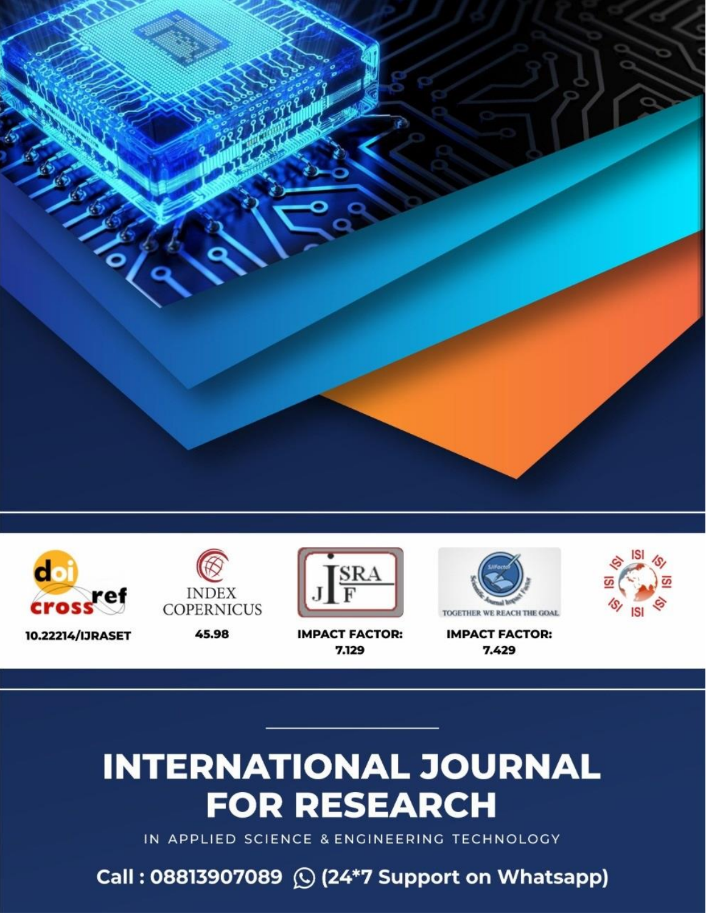10.22214/IJRASET

45.98

IMPACT FACTOR: 7.129

IMPACT FACTOR: 7.429

# INTERNATIONAL JOURNAL FOR RESEARCH

IN APPLIED SCIENCE & ENGINEERING TECHNOLOGY

Call : 08813907089 (24*7 Support on Whatsapp)